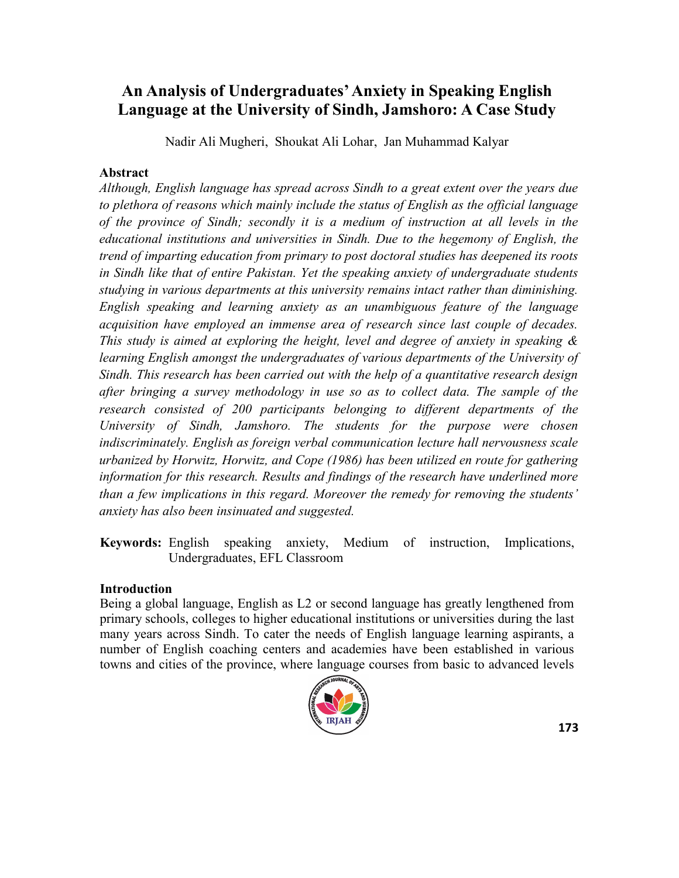# An Analysis of Undergraduates' Anxiety in Speaking English Language at the University of Sindh, Jamshoro: A Case Study

Nadir Ali Mugheri, Shoukat Ali Lohar, Jan Muhammad Kalyar

## Abstract

*Although, English language has spread across Sindh to a great extent over the years due to plethora of reasons which mainly include the status of English as the official language of the province of Sindh; secondly it is a medium of instruction at all levels in the educational institutions and universities in Sindh. Due to the hegemony of English, the trend of imparting education from primary to post doctoral studies has deepened its roots in Sindh like that of entire Pakistan. Yet the speaking anxiety of undergraduate students studying in various departments at this university remains intact rather than diminishing. English speaking and learning anxiety as an unambiguous feature of the language acquisition have employed an immense area of research since last couple of decades. This study is aimed at exploring the height, level and degree of anxiety in speaking & learning English amongst the undergraduates of various departments of the University of Sindh. This research has been carried out with the help of a quantitative research design after bringing a survey methodology in use so as to collect data. The sample of the research consisted of 200 participants belonging to different departments of the University of Sindh, Jamshoro. The students for the purpose were chosen indiscriminately. English as foreign verbal communication lecture hall nervousness scale urbanized by Horwitz, Horwitz, and Cope (1986) has been utilized en route for gathering information for this research. Results and findings of the research have underlined more than a few implications in this regard. Moreover the remedy for removing the students' anxiety has also been insinuated and suggested.*

**Keywords:** English speaking anxiety, Medium of instruction, Implications, Undergraduates, EFL Classroom

## Introduction

Being a global language, English as L2 or second language has greatly lengthened from primary schools, colleges to higher educational institutions or universities during the last many years across Sindh. To cater the needs of English language learning aspirants, a number of English coaching centers and academies have been established in various towns and cities of the province, where language courses from basic to advanced levels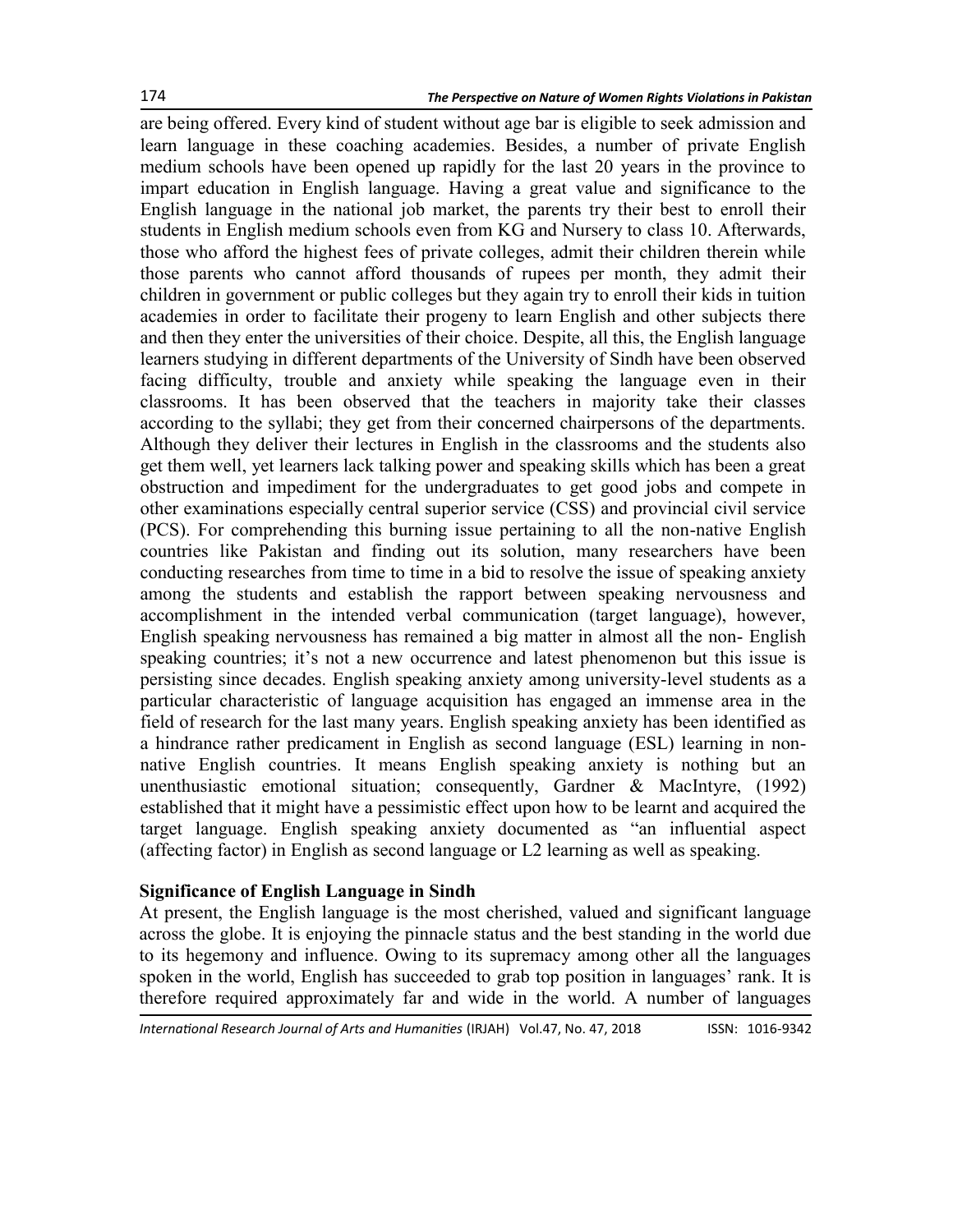are being offered. Every kind of student without age bar is eligible to seek admission and learn language in these coaching academies. Besides, a number of private English medium schools have been opened up rapidly for the last 20 years in the province to impart education in English language. Having a great value and significance to the English language in the national job market, the parents try their best to enroll their students in English medium schools even from KG and Nursery to class 10. Afterwards, those who afford the highest fees of private colleges, admit their children therein while those parents who cannot afford thousands of rupees per month, they admit their children in government or public colleges but they again try to enroll their kids in tuition academies in order to facilitate their progeny to learn English and other subjects there and then they enter the universities of their choice. Despite, all this, the English language learners studying in different departments of the University of Sindh have been observed facing difficulty, trouble and anxiety while speaking the language even in their classrooms. It has been observed that the teachers in majority take their classes according to the syllabi; they get from their concerned chairpersons of the departments. Although they deliver their lectures in English in the classrooms and the students also get them well, yet learners lack talking power and speaking skills which has been a great obstruction and impediment for the undergraduates to get good jobs and compete in other examinations especially central superior service (CSS) and provincial civil service (PCS). For comprehending this burning issue pertaining to all the non-native English countries like Pakistan and finding out its solution, many researchers have been conducting researches from time to time in a bid to resolve the issue of speaking anxiety among the students and establish the rapport between speaking nervousness and accomplishment in the intended verbal communication (target language), however, English speaking nervousness has remained a big matter in almost all the non- English speaking countries; it's not a new occurrence and latest phenomenon but this issue is persisting since decades. English speaking anxiety among university-level students as a particular characteristic of language acquisition has engaged an immense area in the field of research for the last many years. English speaking anxiety has been identified as a hindrance rather predicament in English as second language (ESL) learning in non-native English countries. It means English speaking anxiety is nothing but an unenthusiastic emotional situation; consequently, Gardner & MacIntyre, (1992) established that it might have a pessimistic effect upon how to be learnt and acquired the target language. English speaking anxiety documented as "an influential aspect (affecting factor) in English as second language or L2 learning as well as speaking.

## Significance of English Language in Sindh

At present, the English language is the most cherished, valued and significant language across the globe. It is enjoying the pinnacle status and the best standing in the world due to its hegemony and influence. Owing to its supremacy among other all the languages spoken in the world, English has succeeded to grab top position in languages' rank. It is therefore required approximately far and wide in the world. A number of languages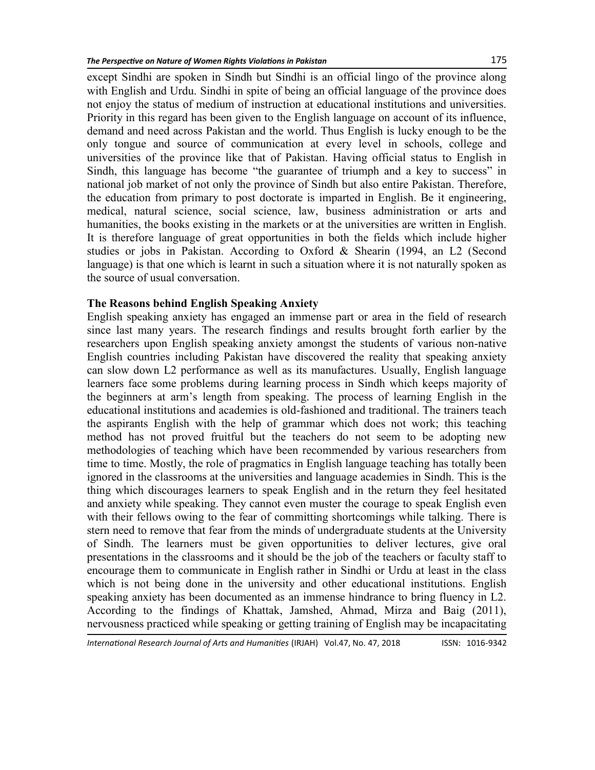except Sindhi are spoken in Sindh but Sindhi is an official lingo of the province along with English and Urdu. Sindhi in spite of being an official language of the province does not enjoy the status of medium of instruction at educational institutions and universities. Priority in this regard has been given to the English language on account of its influence, demand and need across Pakistan and the world. Thus English is lucky enough to be the only tongue and source of communication at every level in schools, college and universities of the province like that of Pakistan. Having official status to English in Sindh, this language has become "the guarantee of triumph and a key to success" in national job market of not only the province of Sindh but also entire Pakistan. Therefore, the education from primary to post doctorate is imparted in English. Be it engineering, medical, natural science, social science, law, business administration or arts and humanities, the books existing in the markets or at the universities are written in English. It is therefore language of great opportunities in both the fields which include higher studies or jobs in Pakistan. According to Oxford & Shearin (1994, an L2 (Second language) is that one which is learnt in such a situation where it is not naturally spoken as the source of usual conversation.

**The Reasons behind English Speaking Anxiety**

English speaking anxiety has engaged an immense part or area in the field of research since last many years. The research findings and results brought forth earlier by the researchers upon English speaking anxiety amongst the students of various non-native English countries including Pakistan have discovered the reality that speaking anxiety can slow down L2 performance as well as its manufactures. Usually, English language learners face some problems during learning process in Sindh which keeps majority of the beginners at arm's length from speaking. The process of learning English in the educational institutions and academies is old-fashioned and traditional. The trainers teach the aspirants English with the help of grammar which does not work; this teaching method has not proved fruitful but the teachers do not seem to be adopting new methodologies of teaching which have been recommended by various researchers from time to time. Mostly, the role of pragmatics in English language teaching has totally been ignored in the classrooms at the universities and language academies in Sindh. This is the thing which discourages learners to speak English and in the return they feel hesitated and anxiety while speaking. They cannot even muster the courage to speak English even with their fellows owing to the fear of committing shortcomings while talking. There is stern need to remove that fear from the minds of undergraduate students at the University of Sindh. The learners must be given opportunities to deliver lectures, give oral presentations in the classrooms and it should be the job of the teachers or faculty staff to encourage them to communicate in English rather in Sindhi or Urdu at least in the class which is not being done in the university and other educational institutions. English speaking anxiety has been documented as an immense hindrance to bring fluency in L2. According to the findings of Khattak, Jamshed, Ahmad, Mirza and Baig (2011), nervousness practiced while speaking or getting training of English may be incapacitating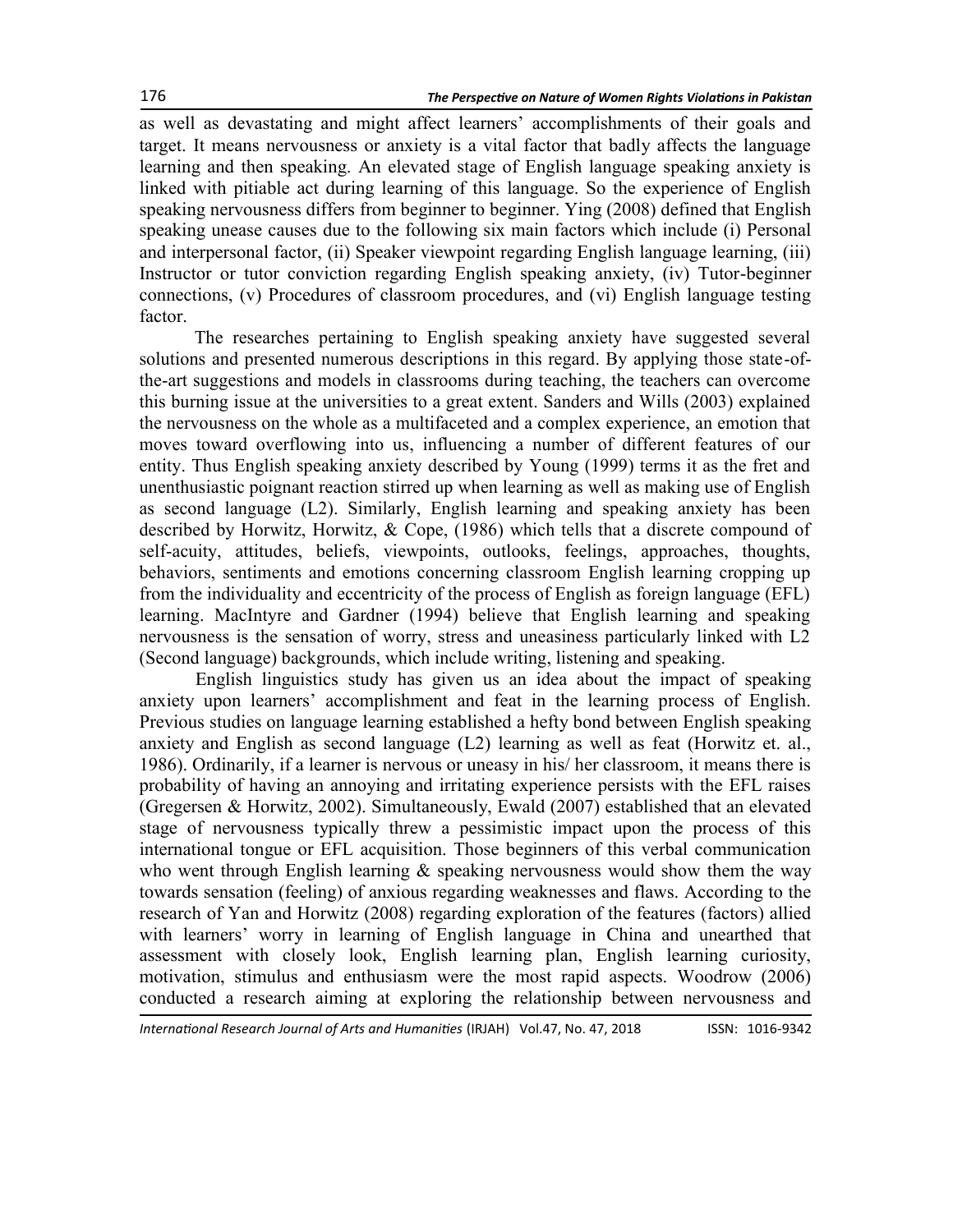as well as devastating and might affect learners' accomplishments of their goals and target. It means nervousness or anxiety is a vital factor that badly affects the language learning and then speaking. An elevated stage of English language speaking anxiety is linked with pitiable act during learning of this language. So the experience of English speaking nervousness differs from beginner to beginner. Ying (2008) defined that English speaking unease causes due to the following six main factors which include (i) Personal and interpersonal factor, (ii) Speaker viewpoint regarding English language learning, (iii) Instructor or tutor conviction regarding English speaking anxiety, (iv) Tutor-beginner connections, (v) Procedures of classroom procedures, and (vi) English language testing factor.

The researches pertaining to English speaking anxiety have suggested several solutions and presented numerous descriptions in this regard. By applying those state-of-the-art suggestions and models in classrooms during teaching, the teachers can overcome this burning issue at the universities to a great extent. Sanders and Wills (2003) explained the nervousness on the whole as a multifaceted and a complex experience, an emotion that moves toward overflowing into us, influencing a number of different features of our entity. Thus English speaking anxiety described by Young (1999) terms it as the fret and unenthusiastic poignant reaction stirred up when learning as well as making use of English as second language (L2). Similarly, English learning and speaking anxiety has been described by Horwitz, Horwitz, & Cope, (1986) which tells that a discrete compound of self-acuity, attitudes, beliefs, viewpoints, outlooks, feelings, approaches, thoughts, behaviors, sentiments and emotions concerning classroom English learning cropping up from the individuality and eccentricity of the process of English as foreign language (EFL) learning. MacIntyre and Gardner (1994) believe that English learning and speaking nervousness is the sensation of worry, stress and uneasiness particularly linked with L2 (Second language) backgrounds, which include writing, listening and speaking.

English linguistics study has given us an idea about the impact of speaking anxiety upon learners' accomplishment and feat in the learning process of English. Previous studies on language learning established a hefty bond between English speaking anxiety and English as second language (L2) learning as well as feat (Horwitz et. al., 1986). Ordinarily, if a learner is nervous or uneasy in his/ her classroom, it means there is probability of having an annoying and irritating experience persists with the EFL raises (Gregersen & Horwitz, 2002). Simultaneously, Ewald (2007) established that an elevated stage of nervousness typically threw a pessimistic impact upon the process of this international tongue or EFL acquisition. Those beginners of this verbal communication who went through English learning & speaking nervousness would show them the way towards sensation (feeling) of anxious regarding weaknesses and flaws. According to the research of Yan and Horwitz (2008) regarding exploration of the features (factors) allied with learners' worry in learning of English language in China and unearthed that assessment with closely look, English learning plan, English learning curiosity, motivation, stimulus and enthusiasm were the most rapid aspects. Woodrow (2006) conducted a research aiming at exploring the relationship between nervousness and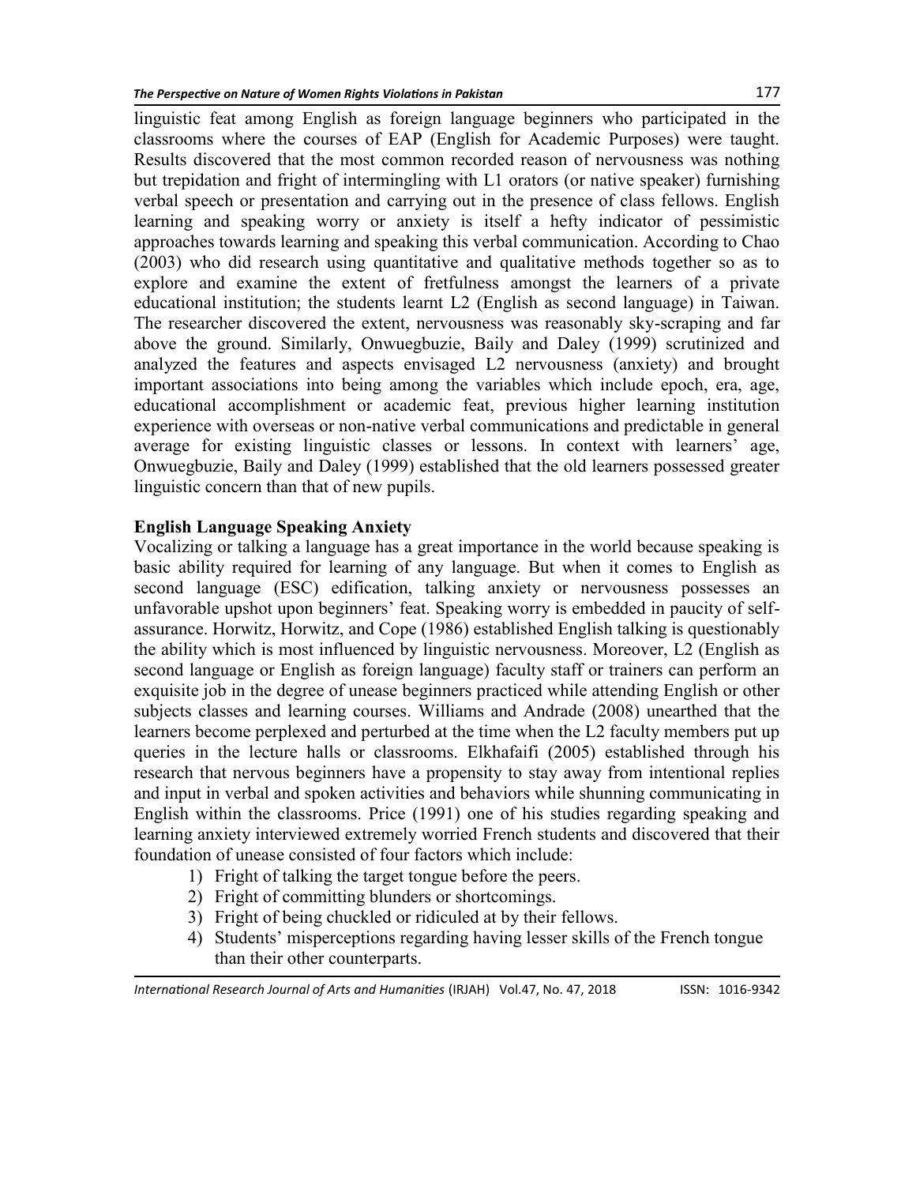linguistic feat among English as foreign language beginners who participated in the classrooms where the courses of EAP (English for Academic Purposes) were taught. Results discovered that the most common recorded reason of nervousness was nothing but trepidation and fright of intermingling with L1 orators (or native speaker) furnishing verbal speech or presentation and carrying out in the presence of class fellows. English learning and speaking worry or anxiety is itself a hefty indicator of pessimistic approaches towards learning and speaking this verbal communication. According to Chao (2003) who did research using quantitative and qualitative methods together so as to explore and examine the extent of fretfulness amongst the learners of a private educational institution; the students learnt L2 (English as second language) in Taiwan. The researcher discovered the extent, nervousness was reasonably sky-scraping and far above the ground. Similarly, Onwuegbuzie, Baily and Daley (1999) scrutinized and analyzed the features and aspects envisaged L2 nervousness (anxiety) and brought important associations into being among the variables which include epoch, era, age, educational accomplishment or academic feat, previous higher learning institution experience with overseas or non-native verbal communications and predictable in general average for existing linguistic classes or lessons. In context with learners' age, Onwuegbuzie, Baily and Daley (1999) established that the old learners possessed greater linguistic concern than that of new pupils.

## English Language Speaking Anxiety

Vocalizing or talking a language has a great importance in the world because speaking is basic ability required for learning of any language. But when it comes to English as second language (ESC) edification, talking anxiety or nervousness possesses an unfavorable upshot upon beginners' feat. Speaking worry is embedded in paucity of self-assurance. Horwitz, Horwitz, and Cope (1986) established English talking is questionably the ability which is most influenced by linguistic nervousness. Moreover, L2 (English as second language or English as foreign language) faculty staff or trainers can perform an exquisite job in the degree of unease beginners practiced while attending English or other subjects classes and learning courses. Williams and Andrade (2008) unearthed that the learners become perplexed and perturbed at the time when the L2 faculty members put up queries in the lecture halls or classrooms. Elkhafaifi (2005) established through his research that nervous beginners have a propensity to stay away from intentional replies and input in verbal and spoken activities and behaviors while shunning communicating in English within the classrooms. Price (1991) one of his studies regarding speaking and learning anxiety interviewed extremely worried French students and discovered that their foundation of unease consisted of four factors which include:

1) Fright of talking the target tongue before the peers.
2) Fright of committing blunders or shortcomings.
3) Fright of being chuckled or ridiculed at by their fellows.
4) Students' misperceptions regarding having lesser skills of the French tongue than their other counterparts.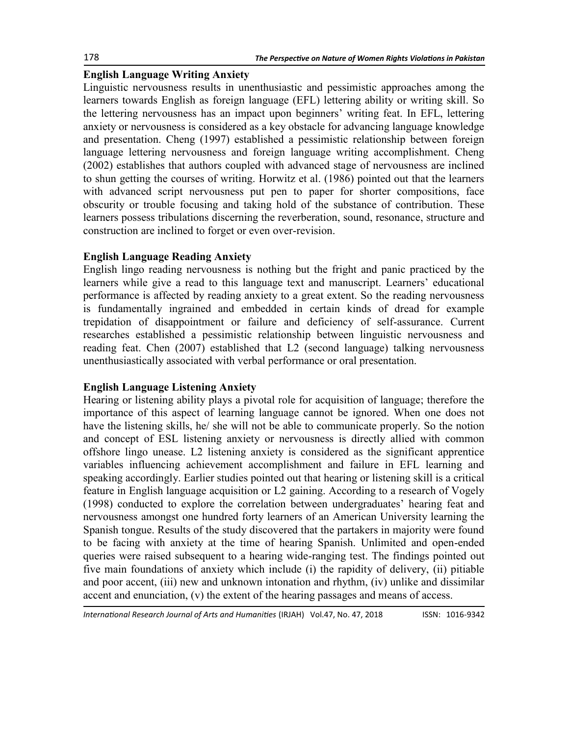### English Language Writing Anxiety

Linguistic nervousness results in unenthusiastic and pessimistic approaches among the learners towards English as foreign language (EFL) lettering ability or writing skill. So the lettering nervousness has an impact upon beginners' writing feat. In EFL, lettering anxiety or nervousness is considered as a key obstacle for advancing language knowledge and presentation. Cheng (1997) established a pessimistic relationship between foreign language lettering nervousness and foreign language writing accomplishment. Cheng (2002) establishes that authors coupled with advanced stage of nervousness are inclined to shun getting the courses of writing. Horwitz et al. (1986) pointed out that the learners with advanced script nervousness put pen to paper for shorter compositions, face obscurity or trouble focusing and taking hold of the substance of contribution. These learners possess tribulations discerning the reverberation, sound, resonance, structure and construction are inclined to forget or even over-revision.

### English Language Reading Anxiety

English lingo reading nervousness is nothing but the fright and panic practiced by the learners while give a read to this language text and manuscript. Learners' educational performance is affected by reading anxiety to a great extent. So the reading nervousness is fundamentally ingrained and embedded in certain kinds of dread for example trepidation of disappointment or failure and deficiency of self-assurance. Current researches established a pessimistic relationship between linguistic nervousness and reading feat. Chen (2007) established that L2 (second language) talking nervousness unenthusiastically associated with verbal performance or oral presentation.

### English Language Listening Anxiety

Hearing or listening ability plays a pivotal role for acquisition of language; therefore the importance of this aspect of learning language cannot be ignored. When one does not have the listening skills, he/ she will not be able to communicate properly. So the notion and concept of ESL listening anxiety or nervousness is directly allied with common offshore lingo unease. L2 listening anxiety is considered as the significant apprentice variables influencing achievement accomplishment and failure in EFL learning and speaking accordingly. Earlier studies pointed out that hearing or listening skill is a critical feature in English language acquisition or L2 gaining. According to a research of Vogely (1998) conducted to explore the correlation between undergraduates' hearing feat and nervousness amongst one hundred forty learners of an American University learning the Spanish tongue. Results of the study discovered that the partakers in majority were found to be facing with anxiety at the time of hearing Spanish. Unlimited and open-ended queries were raised subsequent to a hearing wide-ranging test. The findings pointed out five main foundations of anxiety which include (i) the rapidity of delivery, (ii) pitiable and poor accent, (iii) new and unknown intonation and rhythm, (iv) unlike and dissimilar accent and enunciation, (v) the extent of the hearing passages and means of access.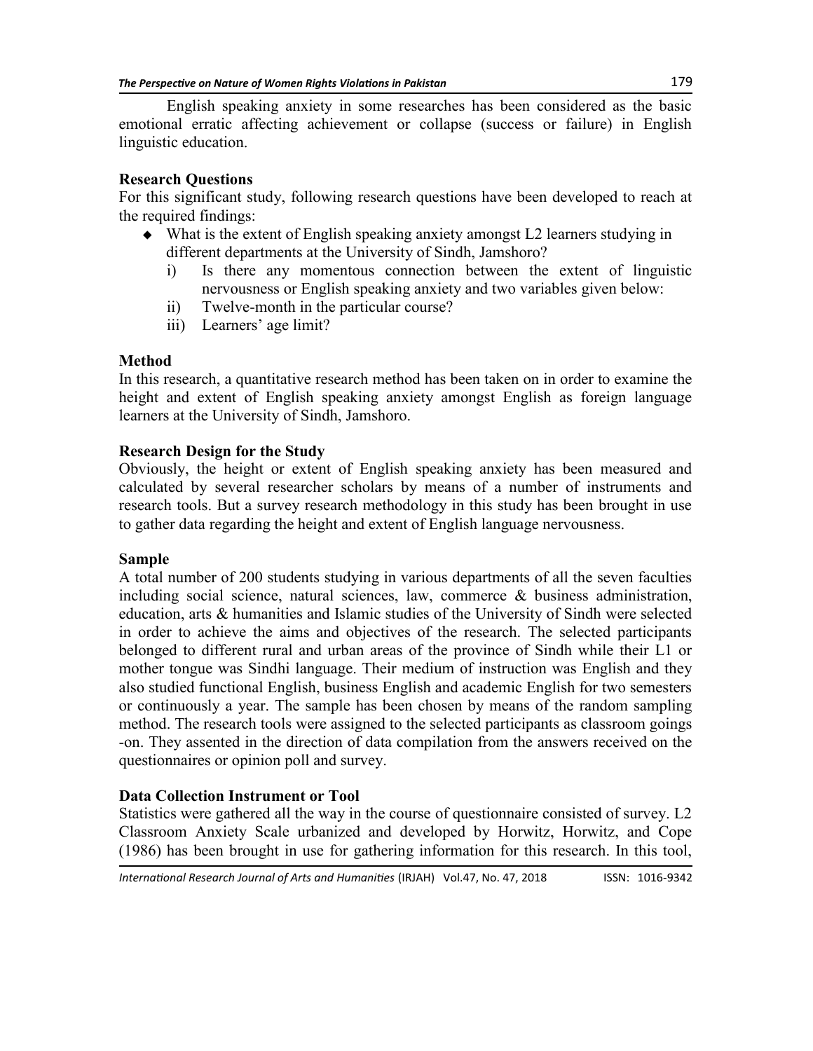English speaking anxiety in some researches has been considered as the basic emotional erratic affecting achievement or collapse (success or failure) in English linguistic education.

**Research Questions**

For this significant study, following research questions have been developed to reach at the required findings:

- What is the extent of English speaking anxiety amongst L2 learners studying in different departments at the University of Sindh, Jamshoro?
  - i) Is there any momentous connection between the extent of linguistic nervousness or English speaking anxiety and two variables given below:
  - ii) Twelve-month in the particular course?
  - iii) Learners' age limit?

**Method**

In this research, a quantitative research method has been taken on in order to examine the height and extent of English speaking anxiety amongst English as foreign language learners at the University of Sindh, Jamshoro.

**Research Design for the Study**

Obviously, the height or extent of English speaking anxiety has been measured and calculated by several researcher scholars by means of a number of instruments and research tools. But a survey research methodology in this study has been brought in use to gather data regarding the height and extent of English language nervousness.

**Sample**

A total number of 200 students studying in various departments of all the seven faculties including social science, natural sciences, law, commerce & business administration, education, arts & humanities and Islamic studies of the University of Sindh were selected in order to achieve the aims and objectives of the research. The selected participants belonged to different rural and urban areas of the province of Sindh while their L1 or mother tongue was Sindhi language. Their medium of instruction was English and they also studied functional English, business English and academic English for two semesters or continuously a year. The sample has been chosen by means of the random sampling method. The research tools were assigned to the selected participants as classroom goings -on. They assented in the direction of data compilation from the answers received on the questionnaires or opinion poll and survey.

**Data Collection Instrument or Tool**

Statistics were gathered all the way in the course of questionnaire consisted of survey. L2 Classroom Anxiety Scale urbanized and developed by Horwitz, Horwitz, and Cope (1986) has been brought in use for gathering information for this research. In this tool,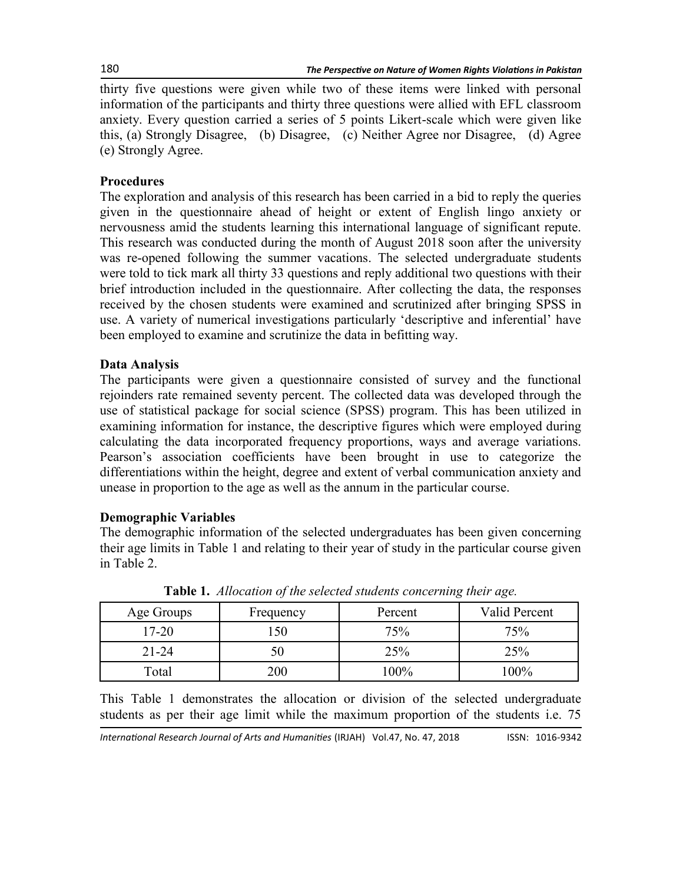thirty five questions were given while two of these items were linked with personal information of the participants and thirty three questions were allied with EFL classroom anxiety. Every question carried a series of 5 points Likert-scale which were given like this, (a) Strongly Disagree, (b) Disagree, (c) Neither Agree nor Disagree, (d) Agree (e) Strongly Agree.

## Procedures

The exploration and analysis of this research has been carried in a bid to reply the queries given in the questionnaire ahead of height or extent of English lingo anxiety or nervousness amid the students learning this international language of significant repute. This research was conducted during the month of August 2018 soon after the university was re-opened following the summer vacations. The selected undergraduate students were told to tick mark all thirty 33 questions and reply additional two questions with their brief introduction included in the questionnaire. After collecting the data, the responses received by the chosen students were examined and scrutinized after bringing SPSS in use. A variety of numerical investigations particularly 'descriptive and inferential' have been employed to examine and scrutinize the data in befitting way.

## Data Analysis

The participants were given a questionnaire consisted of survey and the functional rejoinders rate remained seventy percent. The collected data was developed through the use of statistical package for social science (SPSS) program. This has been utilized in examining information for instance, the descriptive figures which were employed during calculating the data incorporated frequency proportions, ways and average variations. Pearson's association coefficients have been brought in use to categorize the differentiations within the height, degree and extent of verbal communication anxiety and unease in proportion to the age as well as the annum in the particular course.

## Demographic Variables

The demographic information of the selected undergraduates has been given concerning their age limits in Table 1 and relating to their year of study in the particular course given in Table 2.

**Table 1.** *Allocation of the selected students concerning their age.*

| Age Groups | Frequency | Percent | Valid Percent |
|---|---|---|---|
| 17-20 | 150 | 75% | 75% |
| 21-24 | 50 | 25% | 25% |
| Total | 200 | 100% | 100% |

This Table 1 demonstrates the allocation or division of the selected undergraduate students as per their age limit while the maximum proportion of the students i.e. 75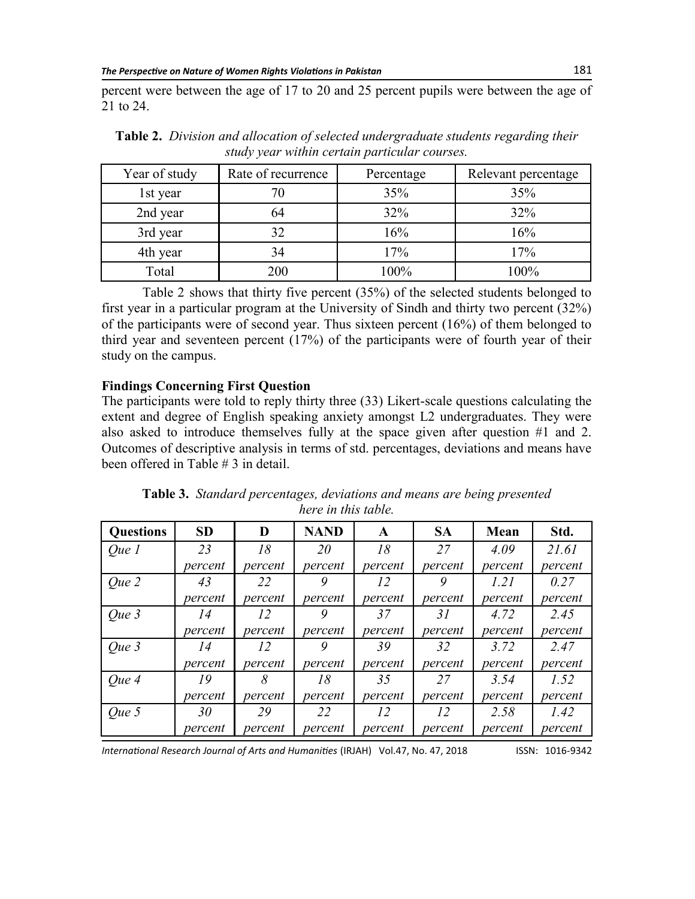percent were between the age of 17 to 20 and 25 percent pupils were between the age of 21 to 24.

**Table 2.** *Division and allocation of selected undergraduate students regarding their study year within certain particular courses.*

| Year of study | Rate of recurrence | Percentage | Relevant percentage |
|---|---|---|---|
| 1st year | 70 | 35% | 35% |
| 2nd year | 64 | 32% | 32% |
| 3rd year | 32 | 16% | 16% |
| 4th year | 34 | 17% | 17% |
| Total | 200 | 100% | 100% |

Table 2 shows that thirty five percent (35%) of the selected students belonged to first year in a particular program at the University of Sindh and thirty two percent (32%) of the participants were of second year. Thus sixteen percent (16%) of them belonged to third year and seventeen percent (17%) of the participants were of fourth year of their study on the campus.

**Findings Concerning First Question**

The participants were told to reply thirty three (33) Likert-scale questions calculating the extent and degree of English speaking anxiety amongst L2 undergraduates. They were also asked to introduce themselves fully at the space given after question #1 and 2. Outcomes of descriptive analysis in terms of std. percentages, deviations and means have been offered in Table # 3 in detail.

**Table 3.** *Standard percentages, deviations and means are being presented here in this table.*

| Questions | SD | D | NAND | A | SA | Mean | Std. |
|---|---|---|---|---|---|---|---|
| *Que 1* | *23 percent* | *18 percent* | *20 percent* | *18 percent* | *27 percent* | *4.09 percent* | *21.61 percent* |
| *Que 2* | *43 percent* | *22 percent* | *9 percent* | *12 percent* | *9 percent* | *1.21 percent* | *0.27 percent* |
| *Que 3* | *14 percent* | *12 percent* | *9 percent* | *37 percent* | *31 percent* | *4.72 percent* | *2.45 percent* |
| *Que 3* | *14 percent* | *12 percent* | *9 percent* | *39 percent* | *32 percent* | *3.72 percent* | *2.47 percent* |
| *Que 4* | *19 percent* | *8 percent* | *18 percent* | *35 percent* | *27 percent* | *3.54 percent* | *1.52 percent* |
| *Que 5* | *30 percent* | *29 percent* | *22 percent* | *12 percent* | *12 percent* | *2.58 percent* | *1.42 percent* |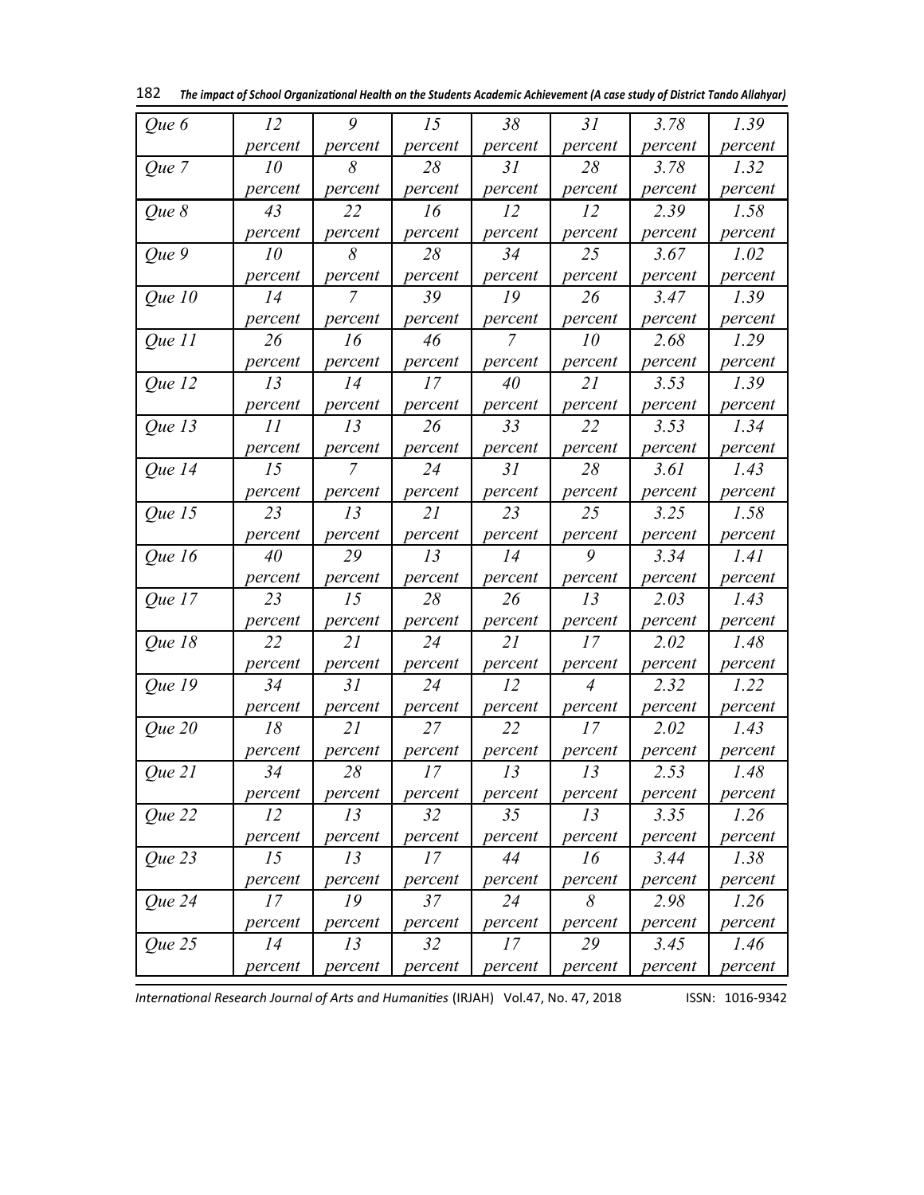| Que 6 | 12 percent | 9 percent | 15 percent | 38 percent | 31 percent | 3.78 percent | 1.39 percent |
|---|---|---|---|---|---|---|---|
| Que 7 | 10 percent | 8 percent | 28 percent | 31 percent | 28 percent | 3.78 percent | 1.32 percent |
| Que 8 | 43 percent | 22 percent | 16 percent | 12 percent | 12 percent | 2.39 percent | 1.58 percent |
| Que 9 | 10 percent | 8 percent | 28 percent | 34 percent | 25 percent | 3.67 percent | 1.02 percent |
| Que 10 | 14 percent | 7 percent | 39 percent | 19 percent | 26 percent | 3.47 percent | 1.39 percent |
| Que 11 | 26 percent | 16 percent | 46 percent | 7 percent | 10 percent | 2.68 percent | 1.29 percent |
| Que 12 | 13 percent | 14 percent | 17 percent | 40 percent | 21 percent | 3.53 percent | 1.39 percent |
| Que 13 | 11 percent | 13 percent | 26 percent | 33 percent | 22 percent | 3.53 percent | 1.34 percent |
| Que 14 | 15 percent | 7 percent | 24 percent | 31 percent | 28 percent | 3.61 percent | 1.43 percent |
| Que 15 | 23 percent | 13 percent | 21 percent | 23 percent | 25 percent | 3.25 percent | 1.58 percent |
| Que 16 | 40 percent | 29 percent | 13 percent | 14 percent | 9 percent | 3.34 percent | 1.41 percent |
| Que 17 | 23 percent | 15 percent | 28 percent | 26 percent | 13 percent | 2.03 percent | 1.43 percent |
| Que 18 | 22 percent | 21 percent | 24 percent | 21 percent | 17 percent | 2.02 percent | 1.48 percent |
| Que 19 | 34 percent | 31 percent | 24 percent | 12 percent | 4 percent | 2.32 percent | 1.22 percent |
| Que 20 | 18 percent | 21 percent | 27 percent | 22 percent | 17 percent | 2.02 percent | 1.43 percent |
| Que 21 | 34 percent | 28 percent | 17 percent | 13 percent | 13 percent | 2.53 percent | 1.48 percent |
| Que 22 | 12 percent | 13 percent | 32 percent | 35 percent | 13 percent | 3.35 percent | 1.26 percent |
| Que 23 | 15 percent | 13 percent | 17 percent | 44 percent | 16 percent | 3.44 percent | 1.38 percent |
| Que 24 | 17 percent | 19 percent | 37 percent | 24 percent | 8 percent | 2.98 percent | 1.26 percent |
| Que 25 | 14 percent | 13 percent | 32 percent | 17 percent | 29 percent | 3.45 percent | 1.46 percent |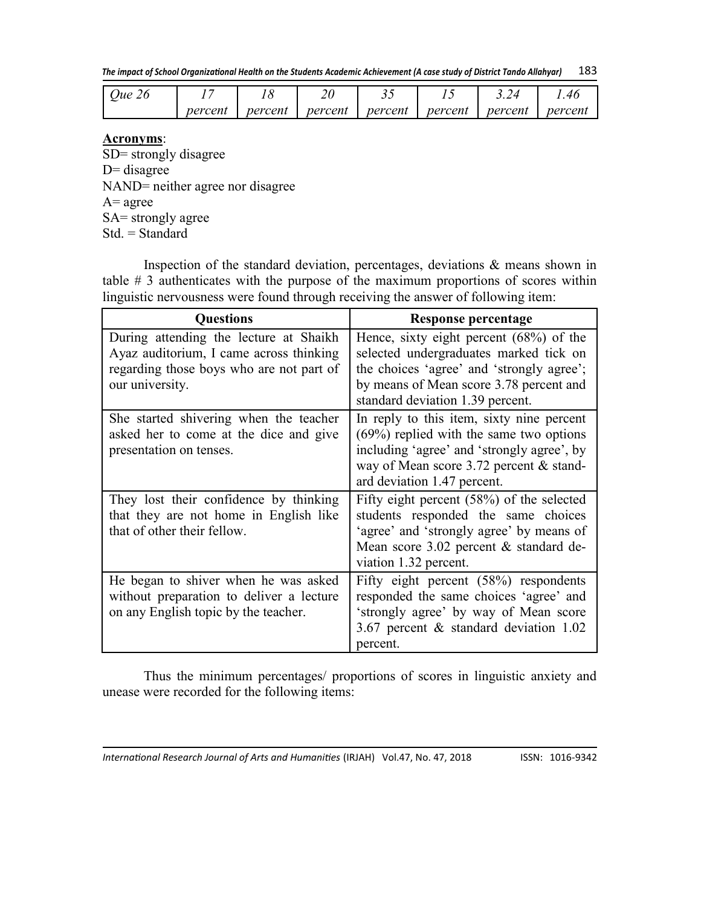| *Que 26* | *17 percent* | *18 percent* | *20 percent* | *35 percent* | *15 percent* | *3.24 percent* | *1.46 percent* |
|---|---|---|---|---|---|---|---|

**Acronyms**:
SD= strongly disagree
D= disagree
NAND= neither agree nor disagree
A= agree
SA= strongly agree
Std. = Standard

Inspection of the standard deviation, percentages, deviations & means shown in table # 3 authenticates with the purpose of the maximum proportions of scores within linguistic nervousness were found through receiving the answer of following item:

| Questions | Response percentage |
|---|---|
| During attending the lecture at Shaikh Ayaz auditorium, I came across thinking regarding those boys who are not part of our university. | Hence, sixty eight percent (68%) of the selected undergraduates marked tick on the choices 'agree' and 'strongly agree'; by means of Mean score 3.78 percent and standard deviation 1.39 percent. |
| She started shivering when the teacher asked her to come at the dice and give presentation on tenses. | In reply to this item, sixty nine percent (69%) replied with the same two options including 'agree' and 'strongly agree', by way of Mean score 3.72 percent & standard deviation 1.47 percent. |
| They lost their confidence by thinking that they are not home in English like that of other their fellow. | Fifty eight percent (58%) of the selected students responded the same choices 'agree' and 'strongly agree' by means of Mean score 3.02 percent & standard deviation 1.32 percent. |
| He began to shiver when he was asked without preparation to deliver a lecture on any English topic by the teacher. | Fifty eight percent (58%) respondents responded the same choices 'agree' and 'strongly agree' by way of Mean score 3.67 percent & standard deviation 1.02 percent. |

Thus the minimum percentages/ proportions of scores in linguistic anxiety and unease were recorded for the following items: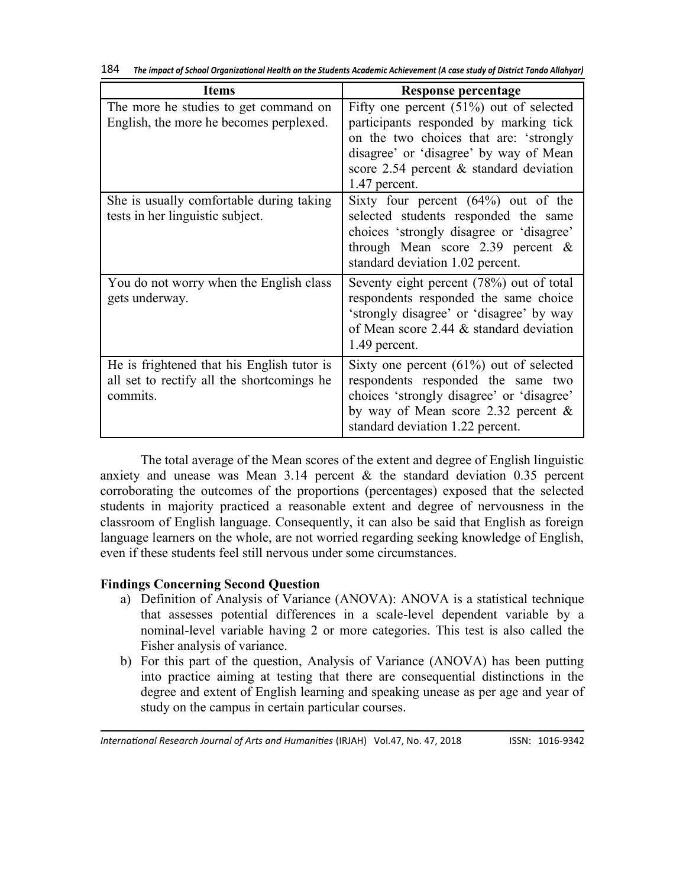| Items | Response percentage |
|---|---|
| The more he studies to get command on English, the more he becomes perplexed. | Fifty one percent (51%) out of selected participants responded by marking tick on the two choices that are: 'strongly disagree' or 'disagree' by way of Mean score 2.54 percent & standard deviation 1.47 percent. |
| She is usually comfortable during taking tests in her linguistic subject. | Sixty four percent (64%) out of the selected students responded the same choices 'strongly disagree or 'disagree' through Mean score 2.39 percent & standard deviation 1.02 percent. |
| You do not worry when the English class gets underway. | Seventy eight percent (78%) out of total respondents responded the same choice 'strongly disagree' or 'disagree' by way of Mean score 2.44 & standard deviation 1.49 percent. |
| He is frightened that his English tutor is all set to rectify all the shortcomings he commits. | Sixty one percent (61%) out of selected respondents responded the same two choices 'strongly disagree' or 'disagree' by way of Mean score 2.32 percent & standard deviation 1.22 percent. |

The total average of the Mean scores of the extent and degree of English linguistic anxiety and unease was Mean 3.14 percent & the standard deviation 0.35 percent corroborating the outcomes of the proportions (percentages) exposed that the selected students in majority practiced a reasonable extent and degree of nervousness in the classroom of English language. Consequently, it can also be said that English as foreign language learners on the whole, are not worried regarding seeking knowledge of English, even if these students feel still nervous under some circumstances.

**Findings Concerning Second Question**

a) Definition of Analysis of Variance (ANOVA): ANOVA is a statistical technique that assesses potential differences in a scale-level dependent variable by a nominal-level variable having 2 or more categories. This test is also called the Fisher analysis of variance.
b) For this part of the question, Analysis of Variance (ANOVA) has been putting into practice aiming at testing that there are consequential distinctions in the degree and extent of English learning and speaking unease as per age and year of study on the campus in certain particular courses.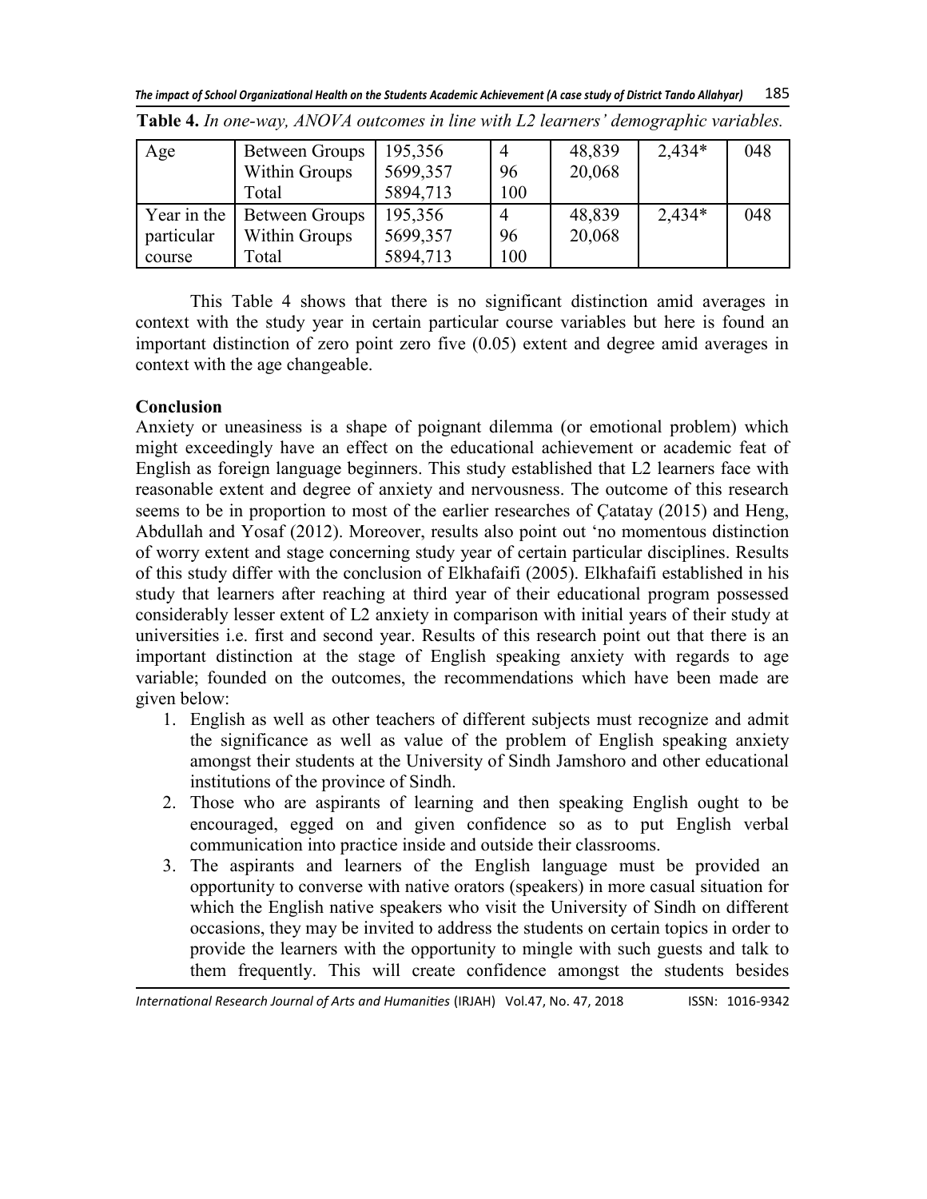**Table 4.** *In one-way, ANOVA outcomes in line with L2 learners' demographic variables.*

| | | | | | | |
|---|---|---|---|---|---|---|
| Age | Between Groups | 195,356 | 4 | 48,839 | 2,434* | 048 |
| | Within Groups | 5699,357 | 96 | 20,068 | | |
| | Total | 5894,713 | 100 | | | |
| Year in the particular course | Between Groups | 195,356 | 4 | 48,839 | 2,434* | 048 |
| | Within Groups | 5699,357 | 96 | 20,068 | | |
| | Total | 5894,713 | 100 | | | |

This Table 4 shows that there is no significant distinction amid averages in context with the study year in certain particular course variables but here is found an important distinction of zero point zero five (0.05) extent and degree amid averages in context with the age changeable.

## Conclusion

Anxiety or uneasiness is a shape of poignant dilemma (or emotional problem) which might exceedingly have an effect on the educational achievement or academic feat of English as foreign language beginners. This study established that L2 learners face with reasonable extent and degree of anxiety and nervousness. The outcome of this research seems to be in proportion to most of the earlier researches of Çatatay (2015) and Heng, Abdullah and Yosaf (2012). Moreover, results also point out 'no momentous distinction of worry extent and stage concerning study year of certain particular disciplines. Results of this study differ with the conclusion of Elkhafaifi (2005). Elkhafaifi established in his study that learners after reaching at third year of their educational program possessed considerably lesser extent of L2 anxiety in comparison with initial years of their study at universities i.e. first and second year. Results of this research point out that there is an important distinction at the stage of English speaking anxiety with regards to age variable; founded on the outcomes, the recommendations which have been made are given below:

1. English as well as other teachers of different subjects must recognize and admit the significance as well as value of the problem of English speaking anxiety amongst their students at the University of Sindh Jamshoro and other educational institutions of the province of Sindh.
2. Those who are aspirants of learning and then speaking English ought to be encouraged, egged on and given confidence so as to put English verbal communication into practice inside and outside their classrooms.
3. The aspirants and learners of the English language must be provided an opportunity to converse with native orators (speakers) in more casual situation for which the English native speakers who visit the University of Sindh on different occasions, they may be invited to address the students on certain topics in order to provide the learners with the opportunity to mingle with such guests and talk to them frequently. This will create confidence amongst the students besides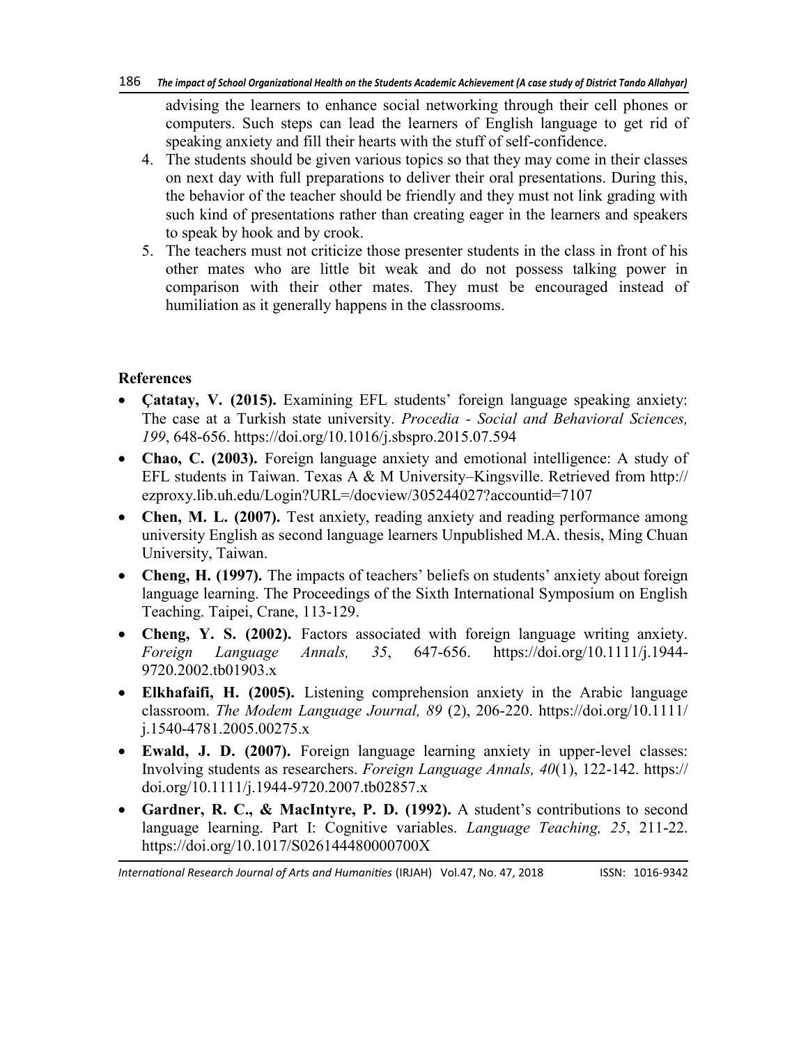advising the learners to enhance social networking through their cell phones or computers. Such steps can lead the learners of English language to get rid of speaking anxiety and fill their hearts with the stuff of self-confidence.

4. The students should be given various topics so that they may come in their classes on next day with full preparations to deliver their oral presentations. During this, the behavior of the teacher should be friendly and they must not link grading with such kind of presentations rather than creating eager in the learners and speakers to speak by hook and by crook.
5. The teachers must not criticize those presenter students in the class in front of his other mates who are little bit weak and do not possess talking power in comparison with their other mates. They must be encouraged instead of humiliation as it generally happens in the classrooms.

## References

- **Çatatay, V. (2015).** Examining EFL students' foreign language speaking anxiety: The case at a Turkish state university. *Procedia - Social and Behavioral Sciences, 199*, 648-656. https://doi.org/10.1016/j.sbspro.2015.07.594
- **Chao, C. (2003).** Foreign language anxiety and emotional intelligence: A study of EFL students in Taiwan. Texas A & M University–Kingsville. Retrieved from http:// ezproxy.lib.uh.edu/Login?URL=/docview/305244027?accountid=7107
- **Chen, M. L. (2007).** Test anxiety, reading anxiety and reading performance among university English as second language learners Unpublished M.A. thesis, Ming Chuan University, Taiwan.
- **Cheng, H. (1997).** The impacts of teachers' beliefs on students' anxiety about foreign language learning. The Proceedings of the Sixth International Symposium on English Teaching. Taipei, Crane, 113-129.
- **Cheng, Y. S. (2002).** Factors associated with foreign language writing anxiety. *Foreign Language Annals, 35*, 647-656. https://doi.org/10.1111/j.1944-9720.2002.tb01903.x
- **Elkhafaifi, H. (2005).** Listening comprehension anxiety in the Arabic language classroom. *The Modem Language Journal, 89* (2), 206-220. https://doi.org/10.1111/ j.1540-4781.2005.00275.x
- **Ewald, J. D. (2007).** Foreign language learning anxiety in upper-level classes: Involving students as researchers. *Foreign Language Annals, 40*(1), 122-142. https:// doi.org/10.1111/j.1944-9720.2007.tb02857.x
- **Gardner, R. C., & MacIntyre, P. D. (1992).** A student's contributions to second language learning. Part I: Cognitive variables. *Language Teaching, 25*, 211-22. https://doi.org/10.1017/S026144480000700X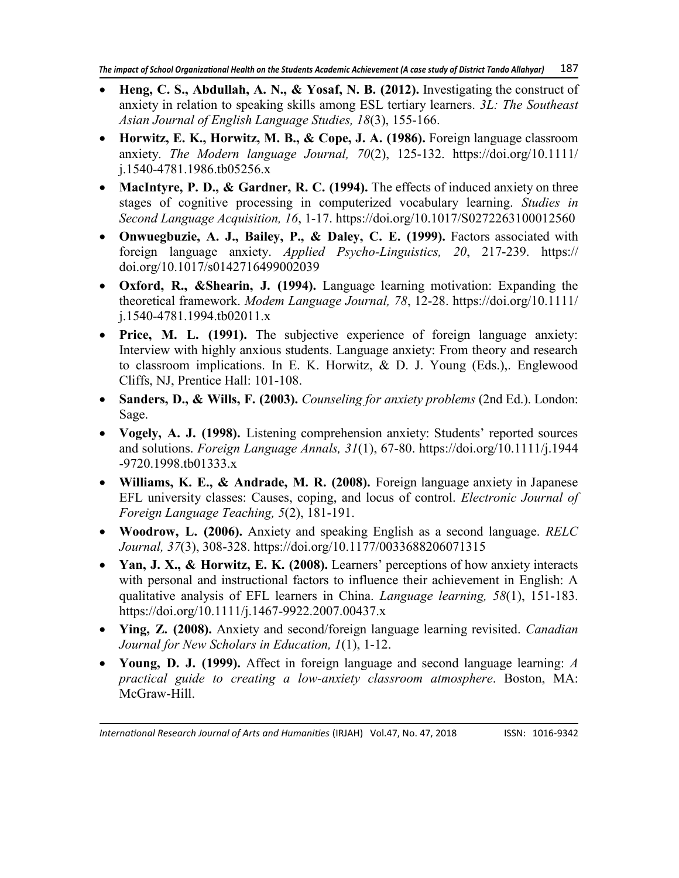- **Heng, C. S., Abdullah, A. N., & Yosaf, N. B. (2012).** Investigating the construct of anxiety in relation to speaking skills among ESL tertiary learners. *3L: The Southeast Asian Journal of English Language Studies, 18*(3), 155-166.
- **Horwitz, E. K., Horwitz, M. B., & Cope, J. A. (1986).** Foreign language classroom anxiety. *The Modern language Journal, 70*(2), 125-132. https://doi.org/10.1111/j.1540-4781.1986.tb05256.x
- **MacIntyre, P. D., & Gardner, R. C. (1994).** The effects of induced anxiety on three stages of cognitive processing in computerized vocabulary learning. *Studies in Second Language Acquisition, 16*, 1-17. https://doi.org/10.1017/S0272263100012560
- **Onwuegbuzie, A. J., Bailey, P., & Daley, C. E. (1999).** Factors associated with foreign language anxiety. *Applied Psycho-Linguistics, 20*, 217-239. https://doi.org/10.1017/s0142716499002039
- **Oxford, R., &Shearin, J. (1994).** Language learning motivation: Expanding the theoretical framework. *Modem Language Journal, 78*, 12-28. https://doi.org/10.1111/j.1540-4781.1994.tb02011.x
- **Price, M. L. (1991).** The subjective experience of foreign language anxiety: Interview with highly anxious students. Language anxiety: From theory and research to classroom implications. In E. K. Horwitz, & D. J. Young (Eds.),. Englewood Cliffs, NJ, Prentice Hall: 101-108.
- **Sanders, D., & Wills, F. (2003).** *Counseling for anxiety problems* (2nd Ed.). London: Sage.
- **Vogely, A. J. (1998).** Listening comprehension anxiety: Students' reported sources and solutions. *Foreign Language Annals, 31*(1), 67-80. https://doi.org/10.1111/j.1944-9720.1998.tb01333.x
- **Williams, K. E., & Andrade, M. R. (2008).** Foreign language anxiety in Japanese EFL university classes: Causes, coping, and locus of control. *Electronic Journal of Foreign Language Teaching, 5*(2), 181-191.
- **Woodrow, L. (2006).** Anxiety and speaking English as a second language. *RELC Journal, 37*(3), 308-328. https://doi.org/10.1177/0033688206071315
- **Yan, J. X., & Horwitz, E. K. (2008).** Learners' perceptions of how anxiety interacts with personal and instructional factors to influence their achievement in English: A qualitative analysis of EFL learners in China. *Language learning, 58*(1), 151-183. https://doi.org/10.1111/j.1467-9922.2007.00437.x
- **Ying, Z. (2008).** Anxiety and second/foreign language learning revisited. *Canadian Journal for New Scholars in Education, 1*(1), 1-12.
- **Young, D. J. (1999).** Affect in foreign language and second language learning: *A practical guide to creating a low-anxiety classroom atmosphere*. Boston, MA: McGraw-Hill.